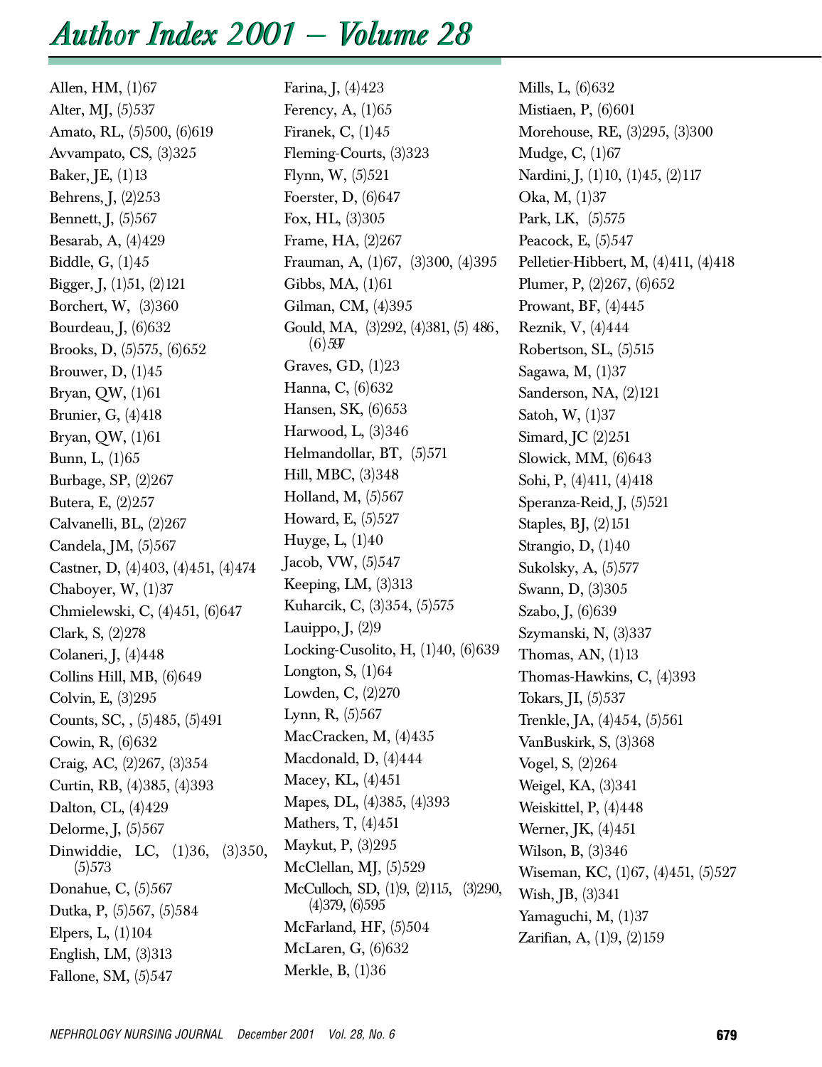# Author Index 2001 – Volume 28

Allen, HM, (1)67
Alter, MJ, (5)537
Amato, RL, (5)500, (6)619
Avvampato, CS, (3)325
Baker, JE, (1)13
Behrens, J, (2)253
Bennett, J, (5)567
Besarab, A, (4)429
Biddle, G, (1)45
Bigger, J, (1)51, (2)121
Borchert, W, (3)360
Bourdeau, J, (6)632
Brooks, D, (5)575, (6)652
Brouwer, D, (1)45
Bryan, QW, (1)61
Brunier, G, (4)418
Bryan, QW, (1)61
Bunn, L, (1)65
Burbage, SP, (2)267
Butera, E, (2)257
Calvanelli, BL, (2)267
Candela, JM, (5)567
Castner, D, (4)403, (4)451, (4)474
Chaboyer, W, (1)37
Chmielewski, C, (4)451, (6)647
Clark, S, (2)278
Colaneri, J, (4)448
Collins Hill, MB, (6)649
Colvin, E, (3)295
Counts, SC, , (5)485, (5)491
Cowin, R, (6)632
Craig, AC, (2)267, (3)354
Curtin, RB, (4)385, (4)393
Dalton, CL, (4)429
Delorme, J, (5)567
Dinwiddie, LC, (1)36, (3)350, (5)573
Donahue, C, (5)567
Dutka, P, (5)567, (5)584
Elpers, L, (1)104
English, LM, (3)313
Fallone, SM, (5)547
Farina, J, (4)423
Ferency, A, (1)65
Firanek, C, (1)45
Fleming-Courts, (3)323
Flynn, W, (5)521
Foerster, D, (6)647
Fox, HL, (3)305
Frame, HA, (2)267
Frauman, A, (1)67, (3)300, (4)395
Gibbs, MA, (1)61
Gilman, CM, (4)395
Gould, MA, (3)292, (4)381, (5) 486, (6)597
Graves, GD, (1)23
Hanna, C, (6)632
Hansen, SK, (6)653
Harwood, L, (3)346
Helmandollar, BT, (5)571
Hill, MBC, (3)348
Holland, M, (5)567
Howard, E, (5)527
Huyge, L, (1)40
Jacob, VW, (5)547
Keeping, LM, (3)313
Kuharcik, C, (3)354, (5)575
Lauippo, J, (2)9
Locking-Cusolito, H, (1)40, (6)639
Longton, S, (1)64
Lowden, C, (2)270
Lynn, R, (5)567
MacCracken, M, (4)435
Macdonald, D, (4)444
Macey, KL, (4)451
Mapes, DL, (4)385, (4)393
Mathers, T, (4)451
Maykut, P, (3)295
McClellan, MJ, (5)529
McCulloch, SD, (1)9, (2)115, (3)290, (4)379, (6)595
McFarland, HF, (5)504
McLaren, G, (6)632
Merkle, B, (1)36
Mills, L, (6)632
Mistiaen, P, (6)601
Morehouse, RE, (3)295, (3)300
Mudge, C, (1)67
Nardini, J, (1)10, (1)45, (2)117
Oka, M, (1)37
Park, LK, (5)575
Peacock, E, (5)547
Pelletier-Hibbert, M, (4)411, (4)418
Plumer, P, (2)267, (6)652
Prowant, BF, (4)445
Reznik, V, (4)444
Robertson, SL, (5)515
Sagawa, M, (1)37
Sanderson, NA, (2)121
Satoh, W, (1)37
Simard, JC (2)251
Slowick, MM, (6)643
Sohi, P, (4)411, (4)418
Speranza-Reid, J, (5)521
Staples, BJ, (2)151
Strangio, D, (1)40
Sukolsky, A, (5)577
Swann, D, (3)305
Szabo, J, (6)639
Szymanski, N, (3)337
Thomas, AN, (1)13
Thomas-Hawkins, C, (4)393
Tokars, JI, (5)537
Trenkle, JA, (4)454, (5)561
VanBuskirk, S, (3)368
Vogel, S, (2)264
Weigel, KA, (3)341
Weiskittel, P, (4)448
Werner, JK, (4)451
Wilson, B, (3)346
Wiseman, KC, (1)67, (4)451, (5)527
Wish, JB, (3)341
Yamaguchi, M, (1)37
Zarifian, A, (1)9, (2)159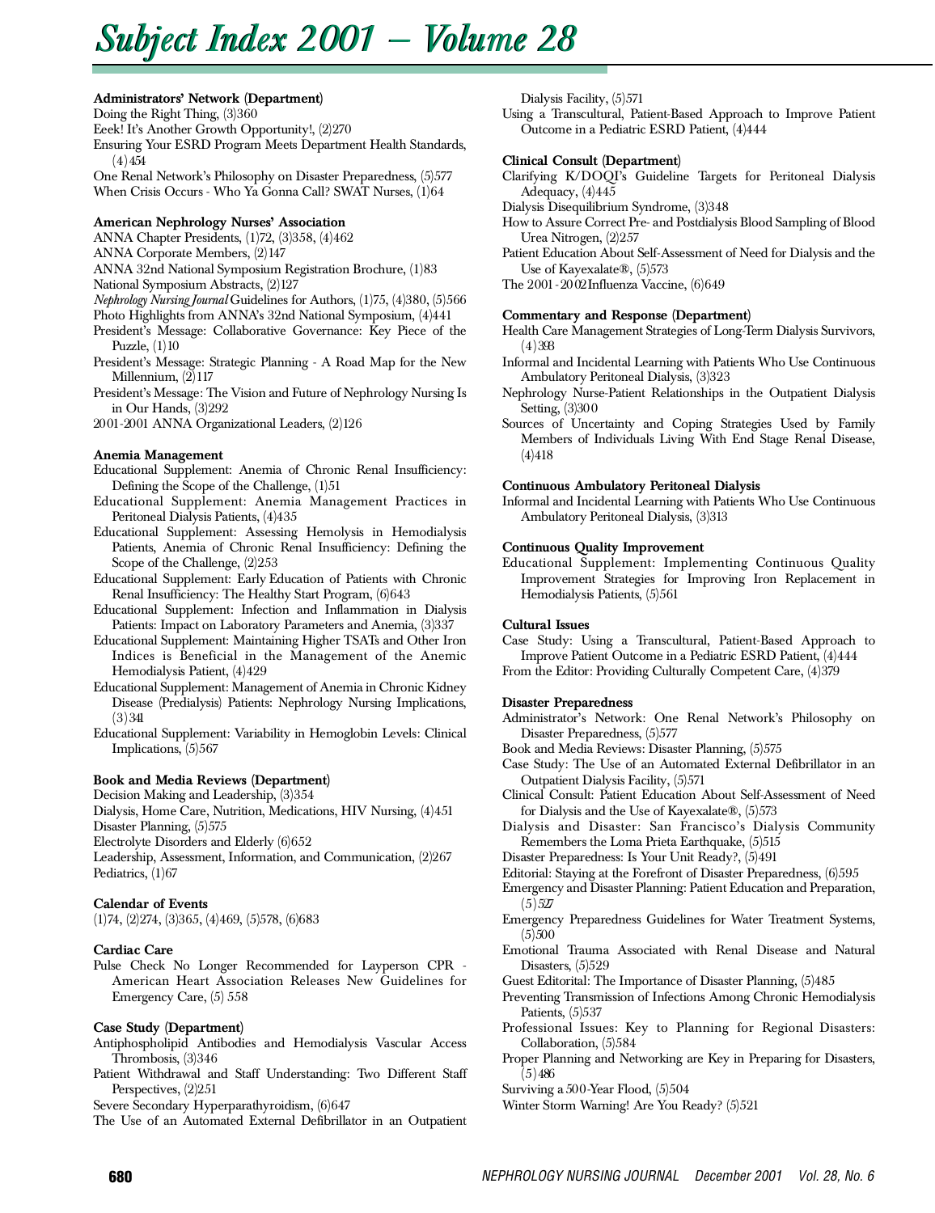# Subject Index 2001 – Volume 28

**Administrators' Network (Department)**
Doing the Right Thing, (3)360
Eeek! It's Another Growth Opportunity!, (2)270
Ensuring Your ESRD Program Meets Department Health Standards, (4)454
One Renal Network's Philosophy on Disaster Preparedness, (5)577
When Crisis Occurs - Who Ya Gonna Call? SWAT Nurses, (1)64

**American Nephrology Nurses' Association**
ANNA Chapter Presidents, (1)72, (3)358, (4)462
ANNA Corporate Members, (2)147
ANNA 32nd National Symposium Registration Brochure, (1)83
National Symposium Abstracts, (2)127
*Nephrology Nursing Journal* Guidelines for Authors, (1)75, (4)380, (5)566
Photo Highlights from ANNA's 32nd National Symposium, (4)441
President's Message: Collaborative Governance: Key Piece of the Puzzle, (1)10
President's Message: Strategic Planning - A Road Map for the New Millennium, (2)117
President's Message: The Vision and Future of Nephrology Nursing Is in Our Hands, (3)292
2001-2001 ANNA Organizational Leaders, (2)126

**Anemia Management**
Educational Supplement: Anemia of Chronic Renal Insufficiency: Defining the Scope of the Challenge, (1)51
Educational Supplement: Anemia Management Practices in Peritoneal Dialysis Patients, (4)435
Educational Supplement: Assessing Hemolysis in Hemodialysis Patients, Anemia of Chronic Renal Insufficiency: Defining the Scope of the Challenge, (2)253
Educational Supplement: Early Education of Patients with Chronic Renal Insufficiency: The Healthy Start Program, (6)643
Educational Supplement: Infection and Inflammation in Dialysis Patients: Impact on Laboratory Parameters and Anemia, (3)337
Educational Supplement: Maintaining Higher TSATs and Other Iron Indices is Beneficial in the Management of the Anemic Hemodialysis Patient, (4)429
Educational Supplement: Management of Anemia in Chronic Kidney Disease (Predialysis) Patients: Nephrology Nursing Implications, (3)341
Educational Supplement: Variability in Hemoglobin Levels: Clinical Implications, (5)567

**Book and Media Reviews (Department)**
Decision Making and Leadership, (3)354
Dialysis, Home Care, Nutrition, Medications, HIV Nursing, (4)451
Disaster Planning, (5)575
Electrolyte Disorders and Elderly (6)652
Leadership, Assessment, Information, and Communication, (2)267
Pediatrics, (1)67

**Calendar of Events**
(1)74, (2)274, (3)365, (4)469, (5)578, (6)683

**Cardiac Care**
Pulse Check No Longer Recommended for Layperson CPR - American Heart Association Releases New Guidelines for Emergency Care, (5) 558

**Case Study (Department)**
Antiphospholipid Antibodies and Hemodialysis Vascular Access Thrombosis, (3)346
Patient Withdrawal and Staff Understanding: Two Different Staff Perspectives, (2)251
Severe Secondary Hyperparathyroidism, (6)647
The Use of an Automated External Defibrillator in an Outpatient Dialysis Facility, (5)571
Using a Transcultural, Patient-Based Approach to Improve Patient Outcome in a Pediatric ESRD Patient, (4)444

**Clinical Consult (Department)**
Clarifying K/DOQI's Guideline Targets for Peritoneal Dialysis Adequacy, (4)445
Dialysis Disequilibrium Syndrome, (3)348
How to Assure Correct Pre- and Postdialysis Blood Sampling of Blood Urea Nitrogen, (2)257
Patient Education About Self-Assessment of Need for Dialysis and the Use of Kayexalate®, (5)573
The 2001-2002 Influenza Vaccine, (6)649

**Commentary and Response (Department)**
Health Care Management Strategies of Long-Term Dialysis Survivors, (4)398
Informal and Incidental Learning with Patients Who Use Continuous Ambulatory Peritoneal Dialysis, (3)323
Nephrology Nurse-Patient Relationships in the Outpatient Dialysis Setting, (3)300
Sources of Uncertainty and Coping Strategies Used by Family Members of Individuals Living With End Stage Renal Disease, (4)418

**Continuous Ambulatory Peritoneal Dialysis**
Informal and Incidental Learning with Patients Who Use Continuous Ambulatory Peritoneal Dialysis, (3)313

**Continuous Quality Improvement**
Educational Supplement: Implementing Continuous Quality Improvement Strategies for Improving Iron Replacement in Hemodialysis Patients, (5)561

**Cultural Issues**
Case Study: Using a Transcultural, Patient-Based Approach to Improve Patient Outcome in a Pediatric ESRD Patient, (4)444
From the Editor: Providing Culturally Competent Care, (4)379

**Disaster Preparedness**
Administrator's Network: One Renal Network's Philosophy on Disaster Preparedness, (5)577
Book and Media Reviews: Disaster Planning, (5)575
Case Study: The Use of an Automated External Defibrillator in an Outpatient Dialysis Facility, (5)571
Clinical Consult: Patient Education About Self-Assessment of Need for Dialysis and the Use of Kayexalate®, (5)573
Dialysis and Disaster: San Francisco's Dialysis Community Remembers the Loma Prieta Earthquake, (5)515
Disaster Preparedness: Is Your Unit Ready?, (5)491
Editorial: Staying at the Forefront of Disaster Preparedness, (6)595
Emergency and Disaster Planning: Patient Education and Preparation, (5)527
Emergency Preparedness Guidelines for Water Treatment Systems, (5)500
Emotional Trauma Associated with Renal Disease and Natural Disasters, (5)529
Guest Editorital: The Importance of Disaster Planning, (5)485
Preventing Transmission of Infections Among Chronic Hemodialysis Patients, (5)537
Professional Issues: Key to Planning for Regional Disasters: Collaboration, (5)584
Proper Planning and Networking are Key in Preparing for Disasters, (5)486
Surviving a 500-Year Flood, (5)504
Winter Storm Warning! Are You Ready? (5)521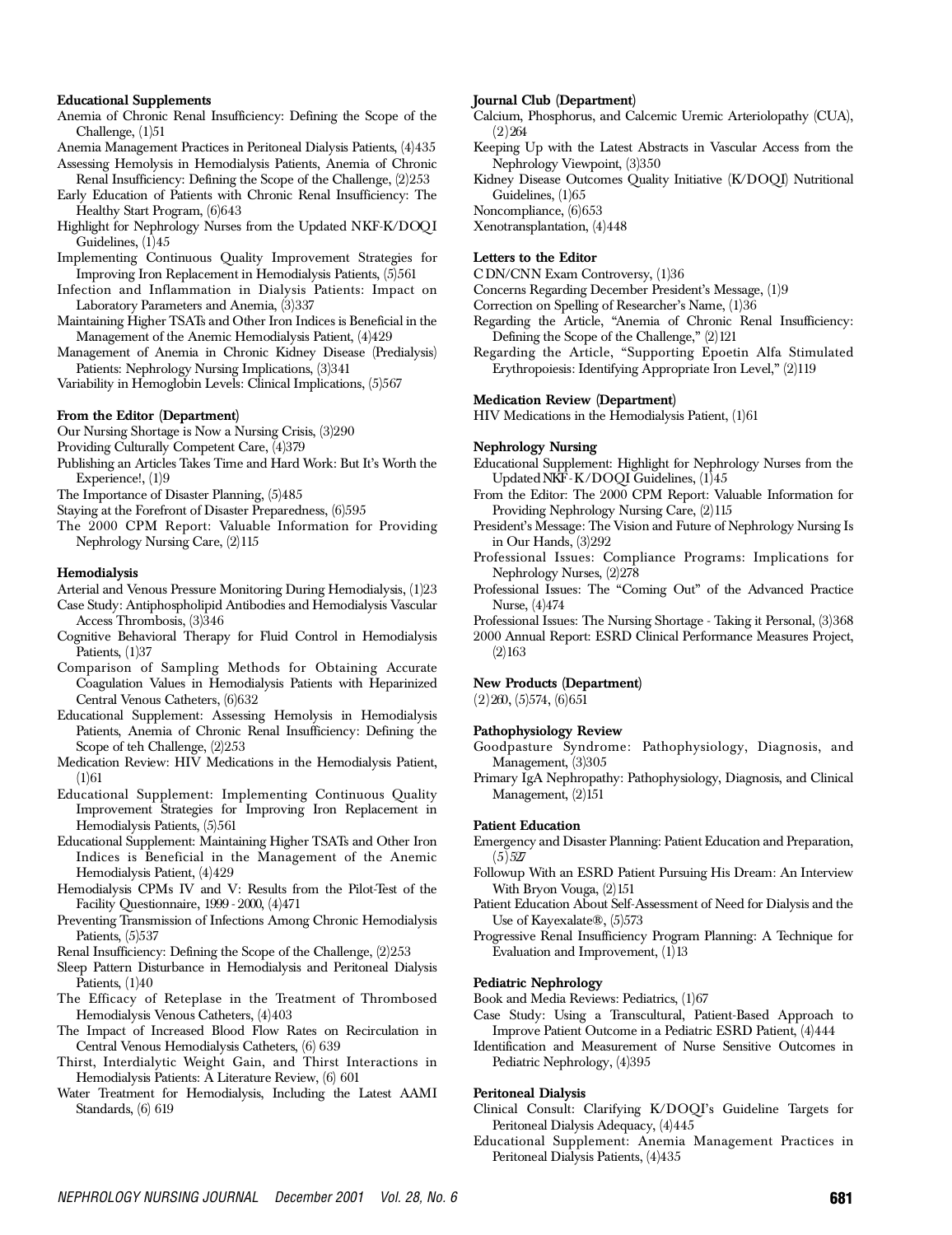**Educational Supplements**

Anemia of Chronic Renal Insufficiency: Defining the Scope of the Challenge, (1)51

Anemia Management Practices in Peritoneal Dialysis Patients, (4)435

Assessing Hemolysis in Hemodialysis Patients, Anemia of Chronic Renal Insufficiency: Defining the Scope of the Challenge, (2)253

Early Education of Patients with Chronic Renal Insufficiency: The Healthy Start Program, (6)643

Highlight for Nephrology Nurses from the Updated NKF-K/DOQI Guidelines, (1)45

Implementing Continuous Quality Improvement Strategies for Improving Iron Replacement in Hemodialysis Patients, (5)561

Infection and Inflammation in Dialysis Patients: Impact on Laboratory Parameters and Anemia, (3)337

Maintaining Higher TSATs and Other Iron Indices is Beneficial in the Management of the Anemic Hemodialysis Patient, (4)429

Management of Anemia in Chronic Kidney Disease (Predialysis) Patients: Nephrology Nursing Implications, (3)341

Variability in Hemoglobin Levels: Clinical Implications, (5)567

**From the Editor (Department)**

Our Nursing Shortage is Now a Nursing Crisis, (3)290

Providing Culturally Competent Care, (4)379

Publishing an Articles Takes Time and Hard Work: But It's Worth the Experience!, (1)9

The Importance of Disaster Planning, (5)485

Staying at the Forefront of Disaster Preparedness, (6)595

The 2000 CPM Report: Valuable Information for Providing Nephrology Nursing Care, (2)115

**Hemodialysis**

Arterial and Venous Pressure Monitoring During Hemodialysis, (1)23

Case Study: Antiphospholipid Antibodies and Hemodialysis Vascular Access Thrombosis, (3)346

Cognitive Behavioral Therapy for Fluid Control in Hemodialysis Patients, (1)37

Comparison of Sampling Methods for Obtaining Accurate Coagulation Values in Hemodialysis Patients with Heparinized Central Venous Catheters, (6)632

Educational Supplement: Assessing Hemolysis in Hemodialysis Patients, Anemia of Chronic Renal Insufficiency: Defining the Scope of teh Challenge, (2)253

Medication Review: HIV Medications in the Hemodialysis Patient, (1)61

Educational Supplement: Implementing Continuous Quality Improvement Strategies for Improving Iron Replacement in Hemodialysis Patients, (5)561

Educational Supplement: Maintaining Higher TSATs and Other Iron Indices is Beneficial in the Management of the Anemic Hemodialysis Patient, (4)429

Hemodialysis CPMs IV and V: Results from the Pilot-Test of the Facility Questionnaire, 1999 - 2000, (4)471

Preventing Transmission of Infections Among Chronic Hemodialysis Patients, (5)537

Renal Insufficiency: Defining the Scope of the Challenge, (2)253

Sleep Pattern Disturbance in Hemodialysis and Peritoneal Dialysis Patients, (1)40

The Efficacy of Reteplase in the Treatment of Thrombosed Hemodialysis Venous Catheters, (4)403

The Impact of Increased Blood Flow Rates on Recirculation in Central Venous Hemodialysis Catheters, (6) 639

Thirst, Interdialytic Weight Gain, and Thirst Interactions in Hemodialysis Patients: A Literature Review, (6) 601

Water Treatment for Hemodialysis, Including the Latest AAMI Standards, (6) 619

**Journal Club (Department)**

Calcium, Phosphorus, and Calcemic Uremic Arteriolopathy (CUA), (2)264

Keeping Up with the Latest Abstracts in Vascular Access from the Nephrology Viewpoint, (3)350

Kidney Disease Outcomes Quality Initiative (K/DOQI) Nutritional Guidelines, (1)65

Noncompliance, (6)653

Xenotransplantation, (4)448

**Letters to the Editor**

CDN/CNN Exam Controversy, (1)36

Concerns Regarding December President's Message, (1)9

Correction on Spelling of Researcher's Name, (1)36

Regarding the Article, "Anemia of Chronic Renal Insufficiency: Defining the Scope of the Challenge," (2)121

Regarding the Article, "Supporting Epoetin Alfa Stimulated Erythropoiesis: Identifying Appropriate Iron Level," (2)119

**Medication Review (Department)**

HIV Medications in the Hemodialysis Patient, (1)61

**Nephrology Nursing**

Educational Supplement: Highlight for Nephrology Nurses from the Updated NKF-K/DOQI Guidelines, (1)45

From the Editor: The 2000 CPM Report: Valuable Information for Providing Nephrology Nursing Care, (2)115

President's Message: The Vision and Future of Nephrology Nursing Is in Our Hands, (3)292

Professional Issues: Compliance Programs: Implications for Nephrology Nurses, (2)278

Professional Issues: The "Coming Out" of the Advanced Practice Nurse, (4)474

Professional Issues: The Nursing Shortage - Taking it Personal, (3)368

2000 Annual Report: ESRD Clinical Performance Measures Project, (2)163

**New Products (Department)**

(2)260, (5)574, (6)651

**Pathophysiology Review**

Goodpasture Syndrome: Pathophysiology, Diagnosis, and Management, (3)305

Primary IgA Nephropathy: Pathophysiology, Diagnosis, and Clinical Management, (2)151

**Patient Education**

Emergency and Disaster Planning: Patient Education and Preparation, (5)527

Followup With an ESRD Patient Pursuing His Dream: An Interview With Bryon Vouga, (2)151

Patient Education About Self-Assessment of Need for Dialysis and the Use of Kayexalate®, (5)573

Progressive Renal Insufficiency Program Planning: A Technique for Evaluation and Improvement, (1)13

**Pediatric Nephrology**

Book and Media Reviews: Pediatrics, (1)67

Case Study: Using a Transcultural, Patient-Based Approach to Improve Patient Outcome in a Pediatric ESRD Patient, (4)444

Identification and Measurement of Nurse Sensitive Outcomes in Pediatric Nephrology, (4)395

**Peritoneal Dialysis**

Clinical Consult: Clarifying K/DOQI's Guideline Targets for Peritoneal Dialysis Adequacy, (4)445

Educational Supplement: Anemia Management Practices in Peritoneal Dialysis Patients, (4)435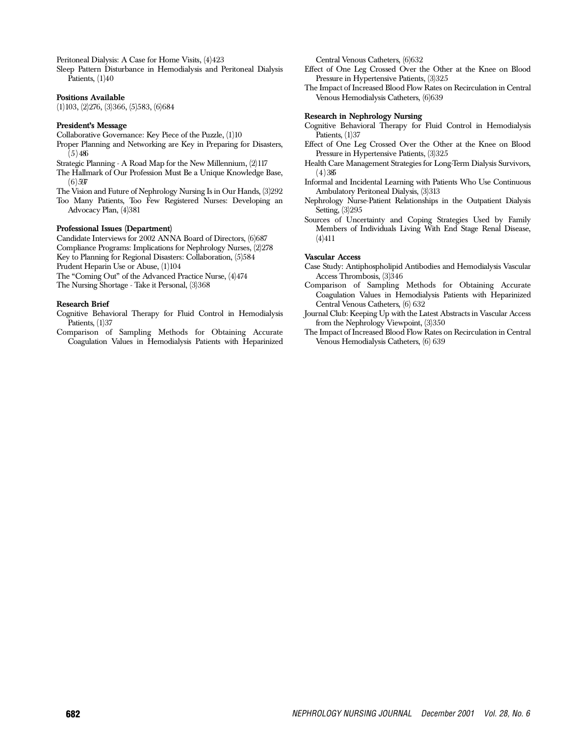Peritoneal Dialysis: A Case for Home Visits, (4)423

Sleep Pattern Disturbance in Hemodialysis and Peritoneal Dialysis Patients, (1)40

**Positions Available**

(1)103, (2)276, (3)366, (5)583, (6)684

**President's Message**

Collaborative Governance: Key Piece of the Puzzle, (1)10

Proper Planning and Networking are Key in Preparing for Disasters, (5)486

Strategic Planning - A Road Map for the New Millennium, (2)117

The Hallmark of Our Profession Must Be a Unique Knowledge Base, (6)597

The Vision and Future of Nephrology Nursing Is in Our Hands, (3)292

Too Many Patients, Too Few Registered Nurses: Developing an Advocacy Plan, (4)381

**Professional Issues (Department)**

Candidate Interviews for 2002 ANNA Board of Directors, (6)687

Compliance Programs: Implications for Nephrology Nurses, (2)278

Key to Planning for Regional Disasters: Collaboration, (5)584

Prudent Heparin Use or Abuse, (1)104

The "Coming Out" of the Advanced Practice Nurse, (4)474

The Nursing Shortage - Take it Personal, (3)368

**Research Brief**

Cognitive Behavioral Therapy for Fluid Control in Hemodialysis Patients, (1)37

Comparison of Sampling Methods for Obtaining Accurate Coagulation Values in Hemodialysis Patients with Heparinized Central Venous Catheters, (6)632

Effect of One Leg Crossed Over the Other at the Knee on Blood Pressure in Hypertensive Patients, (3)325

The Impact of Increased Blood Flow Rates on Recirculation in Central Venous Hemodialysis Catheters, (6)639

**Research in Nephrology Nursing**

Cognitive Behavioral Therapy for Fluid Control in Hemodialysis Patients, (1)37

Effect of One Leg Crossed Over the Other at the Knee on Blood Pressure in Hypertensive Patients, (3)325

Health Care Management Strategies for Long-Term Dialysis Survivors, (4)385

Informal and Incidental Learning with Patients Who Use Continuous Ambulatory Peritoneal Dialysis, (3)313

Nephrology Nurse-Patient Relationships in the Outpatient Dialysis Setting, (3)295

Sources of Uncertainty and Coping Strategies Used by Family Members of Individuals Living With End Stage Renal Disease, (4)411

**Vascular Access**

Case Study: Antiphospholipid Antibodies and Hemodialysis Vascular Access Thrombosis, (3)346

Comparison of Sampling Methods for Obtaining Accurate Coagulation Values in Hemodialysis Patients with Heparinized Central Venous Catheters, (6) 632

Journal Club: Keeping Up with the Latest Abstracts in Vascular Access from the Nephrology Viewpoint, (3)350

The Impact of Increased Blood Flow Rates on Recirculation in Central Venous Hemodialysis Catheters, (6) 639